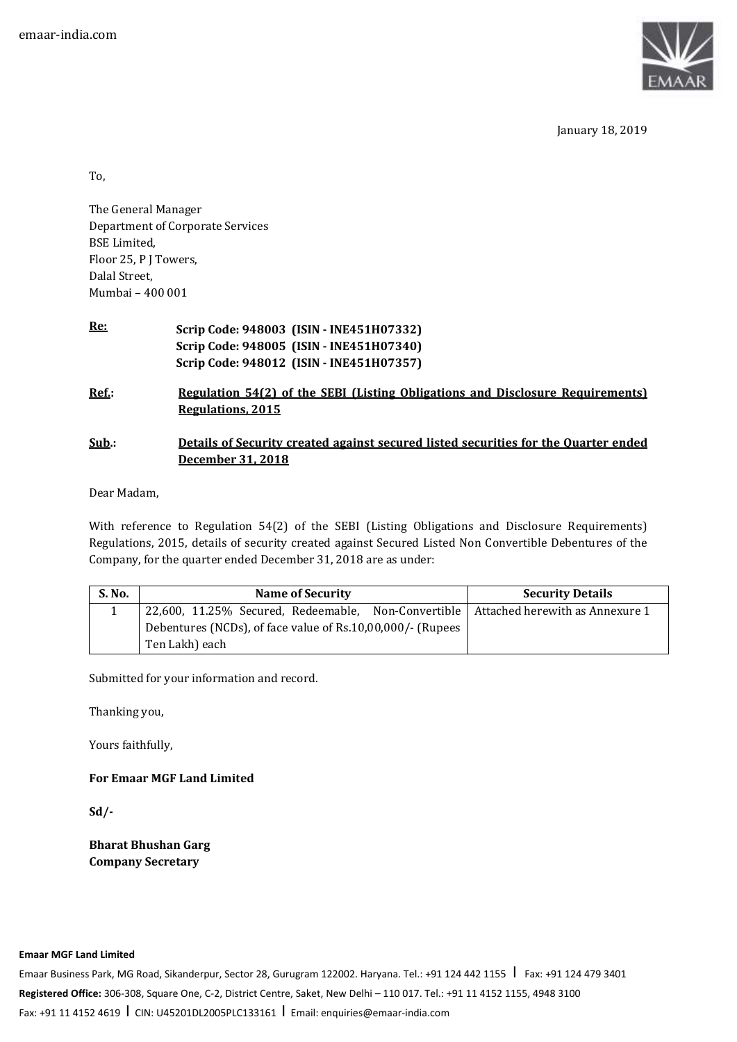emaar-india.com

January 18, 2019

To,

The General Manager
Department of Corporate Services
BSE Limited,
Floor 25, P J Towers,
Dalal Street,
Mumbai – 400 001

**Re:** **Scrip Code: 948003 (ISIN - INE451H07332)**
**Scrip Code: 948005 (ISIN - INE451H07340)**
**Scrip Code: 948012 (ISIN - INE451H07357)**

**Ref.:** **Regulation 54(2) of the SEBI (Listing Obligations and Disclosure Requirements) Regulations, 2015**

**Sub.:** **Details of Security created against secured listed securities for the Quarter ended December 31, 2018**

Dear Madam,

With reference to Regulation 54(2) of the SEBI (Listing Obligations and Disclosure Requirements) Regulations, 2015, details of security created against Secured Listed Non Convertible Debentures of the Company, for the quarter ended December 31, 2018 are as under:

| S. No. | Name of Security | Security Details |
|---|---|---|
| 1 | 22,600, 11.25% Secured, Redeemable, Non-Convertible Debentures (NCDs), of face value of Rs.10,00,000/- (Rupees Ten Lakh) each | Attached herewith as Annexure 1 |

Submitted for your information and record.

Thanking you,

Yours faithfully,

**For Emaar MGF Land Limited**

**Sd/-**

**Bharat Bhushan Garg**
**Company Secretary**

**Emaar MGF Land Limited**
Emaar Business Park, MG Road, Sikanderpur, Sector 28, Gurugram 122002. Haryana. Tel.: +91 124 442 1155 | Fax: +91 124 479 3401
**Registered Office:** 306-308, Square One, C-2, District Centre, Saket, New Delhi – 110 017. Tel.: +91 11 4152 1155, 4948 3100
Fax: +91 11 4152 4619 | CIN: U45201DL2005PLC133161 | Email: enquiries@emaar-india.com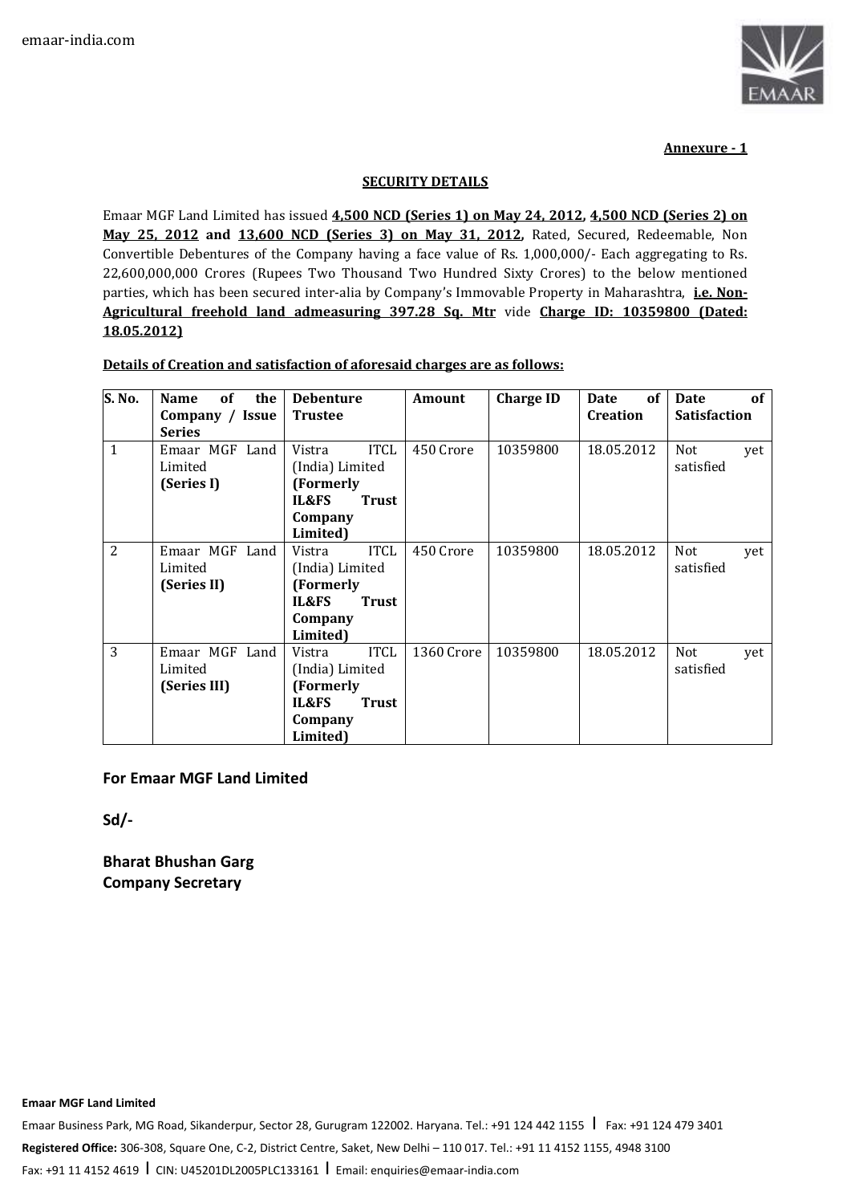**Annexure - 1**

**SECURITY DETAILS**

Emaar MGF Land Limited has issued **4,500 NCD (Series 1) on May 24, 2012**, **4,500 NCD (Series 2) on May 25, 2012 and 13,600 NCD (Series 3) on May 31, 2012,** Rated, Secured, Redeemable, Non Convertible Debentures of the Company having a face value of Rs. 1,000,000/- Each aggregating to Rs. 22,600,000,000 Crores (Rupees Two Thousand Two Hundred Sixty Crores) to the below mentioned parties, which has been secured inter-alia by Company's Immovable Property in Maharashtra, **i.e. Non-Agricultural freehold land admeasuring 397.28 Sq. Mtr** vide **Charge ID: 10359800 (Dated: 18.05.2012)**

**Details of Creation and satisfaction of aforesaid charges are as follows:**

| S. No. | Name of the Company / Issue Series | Debenture Trustee | Amount | Charge ID | Date of Creation | Date of Satisfaction |
|---|---|---|---|---|---|---|
| 1 | Emaar MGF Land Limited **(Series I)** | Vistra ITCL (India) Limited **(Formerly IL&FS Trust Company Limited)** | 450 Crore | 10359800 | 18.05.2012 | Not yet satisfied |
| 2 | Emaar MGF Land Limited **(Series II)** | Vistra ITCL (India) Limited **(Formerly IL&FS Trust Company Limited)** | 450 Crore | 10359800 | 18.05.2012 | Not yet satisfied |
| 3 | Emaar MGF Land Limited **(Series III)** | Vistra ITCL (India) Limited **(Formerly IL&FS Trust Company Limited)** | 1360 Crore | 10359800 | 18.05.2012 | Not yet satisfied |

**For Emaar MGF Land Limited**

**Sd/-**

**Bharat Bhushan Garg**
**Company Secretary**

**Emaar MGF Land Limited**

Emaar Business Park, MG Road, Sikanderpur, Sector 28, Gurugram 122002. Haryana. Tel.: +91 124 442 1155 | Fax: +91 124 479 3401

**Registered Office:** 306-308, Square One, C-2, District Centre, Saket, New Delhi – 110 017. Tel.: +91 11 4152 1155, 4948 3100

Fax: +91 11 4152 4619 | CIN: U45201DL2005PLC133161 | Email: enquiries@emaar-india.com